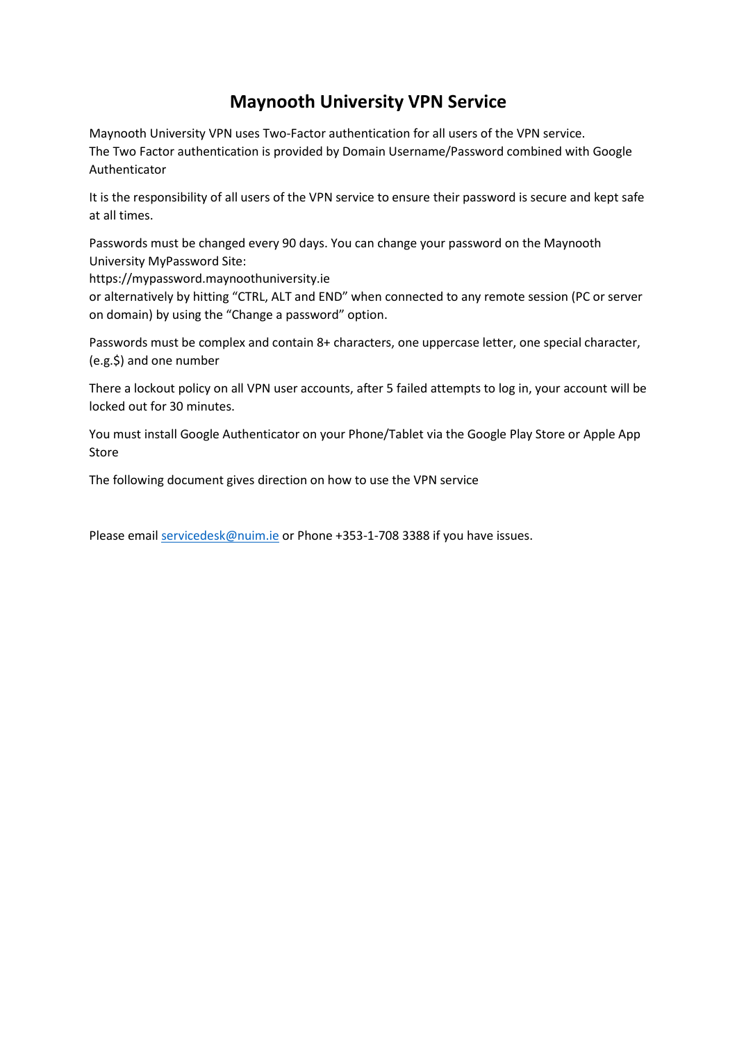# Maynooth University VPN Service

Maynooth University VPN uses Two-Factor authentication for all users of the VPN service.
The Two Factor authentication is provided by Domain Username/Password combined with Google Authenticator

It is the responsibility of all users of the VPN service to ensure their password is secure and kept safe at all times.

Passwords must be changed every 90 days. You can change your password on the Maynooth University MyPassword Site:
https://mypassword.maynoothuniversity.ie
or alternatively by hitting "CTRL, ALT and END" when connected to any remote session (PC or server on domain) by using the "Change a password" option.

Passwords must be complex and contain 8+ characters, one uppercase letter, one special character, (e.g.$) and one number

There a lockout policy on all VPN user accounts, after 5 failed attempts to log in, your account will be locked out for 30 minutes.

You must install Google Authenticator on your Phone/Tablet via the Google Play Store or Apple App Store

The following document gives direction on how to use the VPN service

Please email servicedesk@nuim.ie or Phone +353-1-708 3388 if you have issues.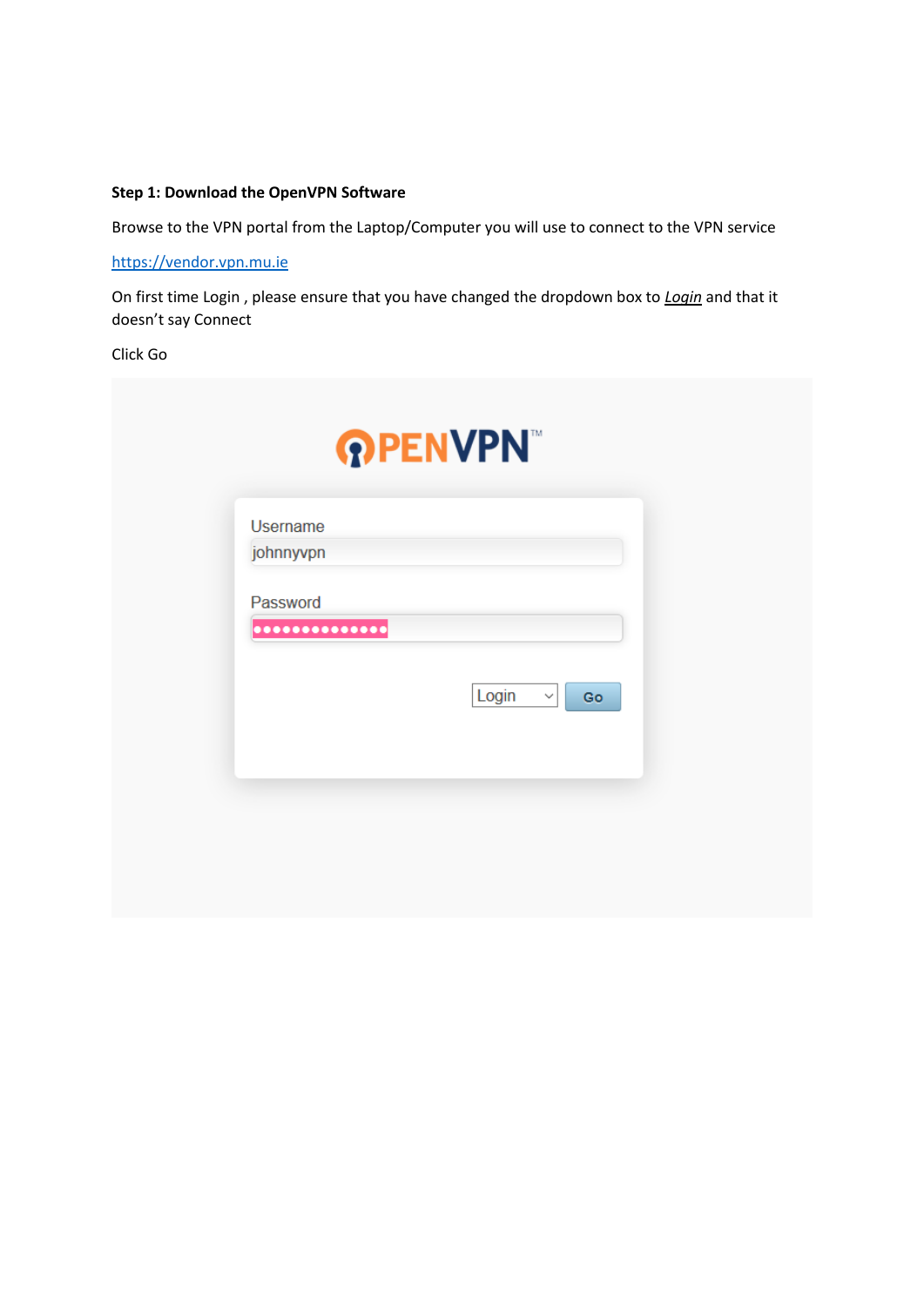**Step 1: Download the OpenVPN Software**

Browse to the VPN portal from the Laptop/Computer you will use to connect to the VPN service

https://vendor.vpn.mu.ie

On first time Login , please ensure that you have changed the dropdown box to ***Login*** and that it doesn't say Connect

Click Go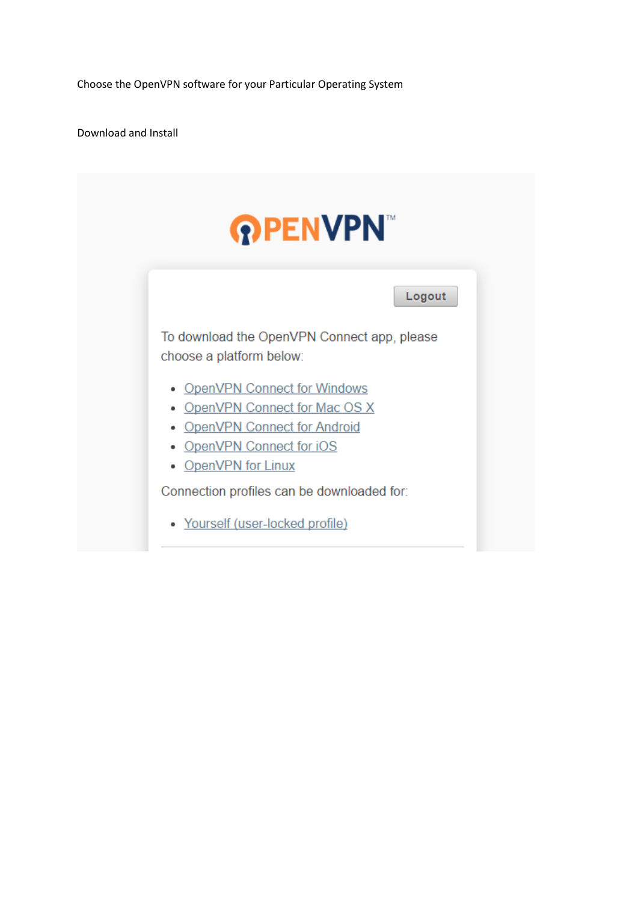Choose the OpenVPN software for your Particular Operating System

Download and Install

OPENVPN™

Logout

To download the OpenVPN Connect app, please choose a platform below:

- OpenVPN Connect for Windows
- OpenVPN Connect for Mac OS X
- OpenVPN Connect for Android
- OpenVPN Connect for iOS
- OpenVPN for Linux

Connection profiles can be downloaded for:

- Yourself (user-locked profile)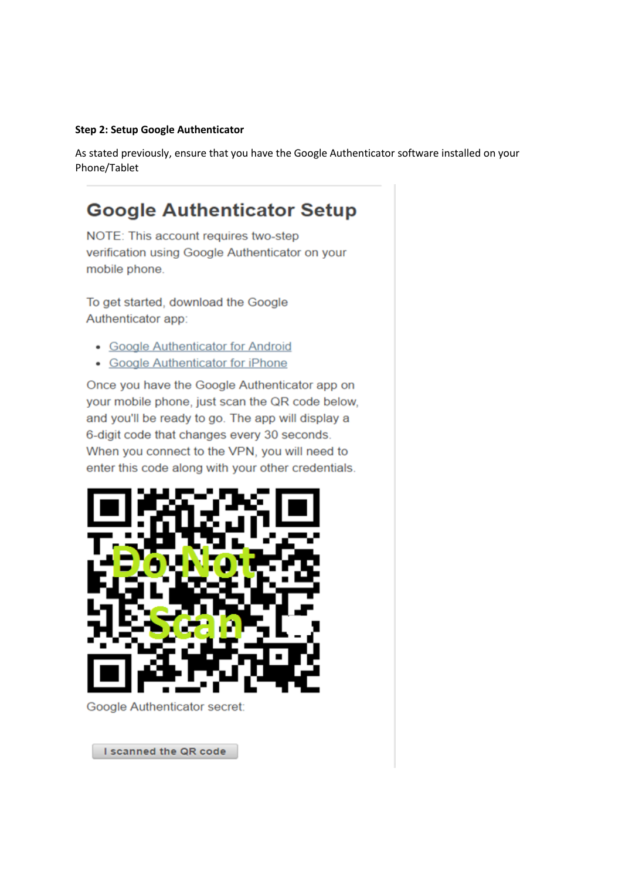**Step 2: Setup Google Authenticator**

As stated previously, ensure that you have the Google Authenticator software installed on your Phone/Tablet

## Google Authenticator Setup

NOTE: This account requires two-step verification using Google Authenticator on your mobile phone.

To get started, download the Google Authenticator app:

- Google Authenticator for Android
- Google Authenticator for iPhone

Once you have the Google Authenticator app on your mobile phone, just scan the QR code below, and you'll be ready to go. The app will display a 6-digit code that changes every 30 seconds. When you connect to the VPN, you will need to enter this code along with your other credentials.

Do Not Scan

Google Authenticator secret:

I scanned the QR code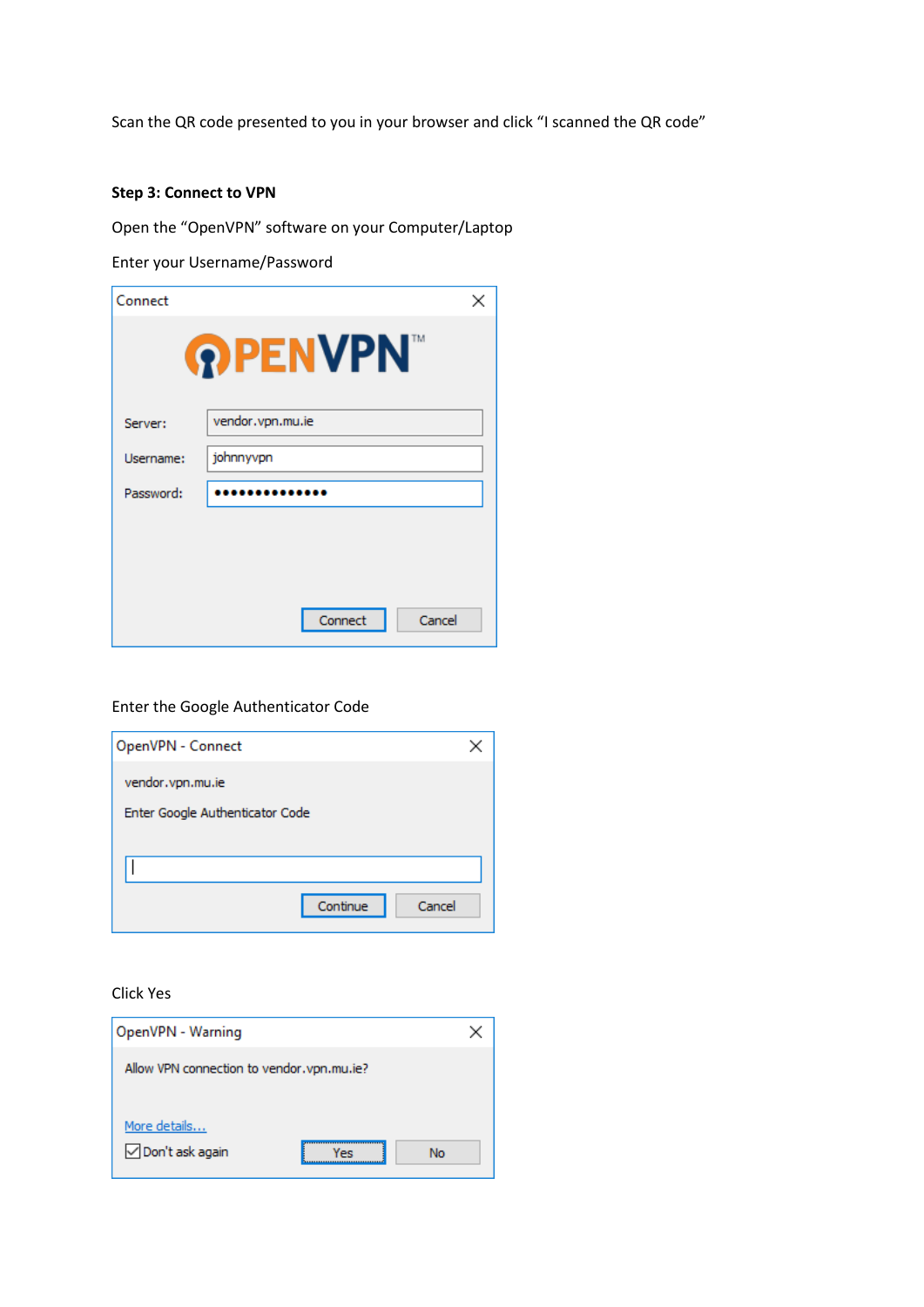Scan the QR code presented to you in your browser and click “I scanned the QR code”

**Step 3: Connect to VPN**

Open the “OpenVPN” software on your Computer/Laptop

Enter your Username/Password

Connect

OPENVPN™

Server: vendor.vpn.mu.ie

Username: johnnyvpn

Password: ••••••••••••••

Connect Cancel

Enter the Google Authenticator Code

OpenVPN - Connect

vendor.vpn.mu.ie

Enter Google Authenticator Code

Continue Cancel

Click Yes

OpenVPN - Warning

Allow VPN connection to vendor.vpn.mu.ie?

More details...

Don't ask again

Yes No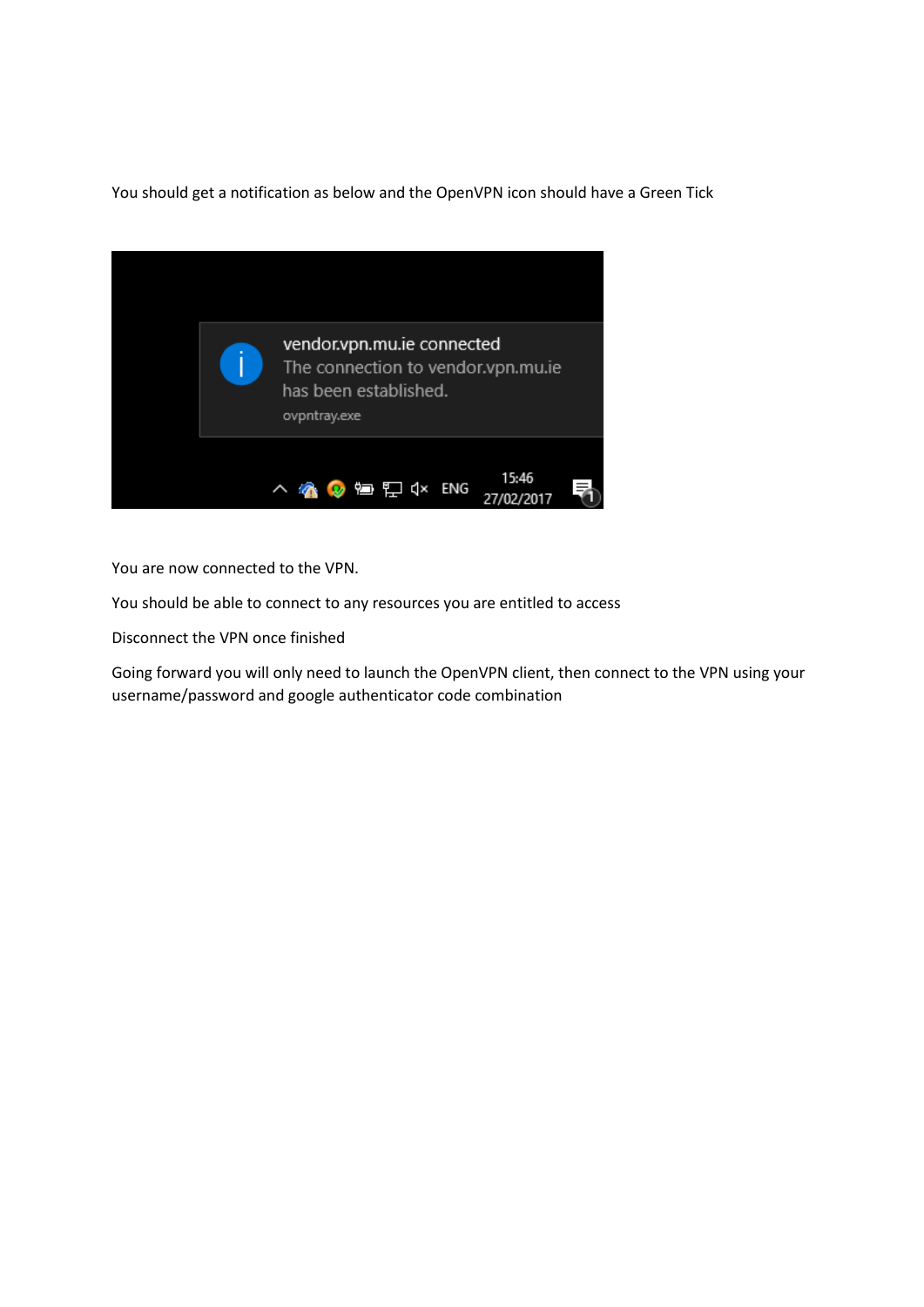You should get a notification as below and the OpenVPN icon should have a Green Tick

You are now connected to the VPN.

You should be able to connect to any resources you are entitled to access

Disconnect the VPN once finished

Going forward you will only need to launch the OpenVPN client, then connect to the VPN using your username/password and google authenticator code combination